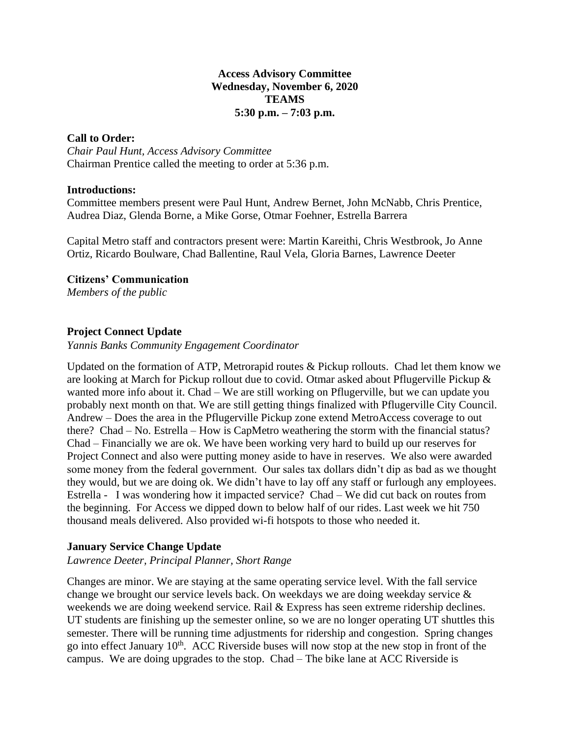**Access Advisory Committee**
**Wednesday, November 6, 2020**
**TEAMS**
**5:30 p.m. – 7:03 p.m.**

**Call to Order:**
*Chair Paul Hunt, Access Advisory Committee*
Chairman Prentice called the meeting to order at 5:36 p.m.

**Introductions:**
Committee members present were Paul Hunt, Andrew Bernet, John McNabb, Chris Prentice, Audrea Diaz, Glenda Borne, a Mike Gorse, Otmar Foehner, Estrella Barrera

Capital Metro staff and contractors present were: Martin Kareithi, Chris Westbrook, Jo Anne Ortiz, Ricardo Boulware, Chad Ballentine, Raul Vela, Gloria Barnes, Lawrence Deeter

**Citizens' Communication**
*Members of the public*

**Project Connect Update**
*Yannis Banks Community Engagement Coordinator*

Updated on the formation of ATP, Metrorapid routes & Pickup rollouts. Chad let them know we are looking at March for Pickup rollout due to covid. Otmar asked about Pflugerville Pickup & wanted more info about it. Chad – We are still working on Pflugerville, but we can update you probably next month on that. We are still getting things finalized with Pflugerville City Council. Andrew – Does the area in the Pflugerville Pickup zone extend MetroAccess coverage to out there? Chad – No. Estrella – How is CapMetro weathering the storm with the financial status? Chad – Financially we are ok. We have been working very hard to build up our reserves for Project Connect and also were putting money aside to have in reserves. We also were awarded some money from the federal government. Our sales tax dollars didn't dip as bad as we thought they would, but we are doing ok. We didn't have to lay off any staff or furlough any employees. Estrella - I was wondering how it impacted service? Chad – We did cut back on routes from the beginning. For Access we dipped down to below half of our rides. Last week we hit 750 thousand meals delivered. Also provided wi-fi hotspots to those who needed it.

**January Service Change Update**
*Lawrence Deeter, Principal Planner, Short Range*

Changes are minor. We are staying at the same operating service level. With the fall service change we brought our service levels back. On weekdays we are doing weekday service & weekends we are doing weekend service. Rail & Express has seen extreme ridership declines. UT students are finishing up the semester online, so we are no longer operating UT shuttles this semester. There will be running time adjustments for ridership and congestion. Spring changes go into effect January 10th. ACC Riverside buses will now stop at the new stop in front of the campus. We are doing upgrades to the stop. Chad – The bike lane at ACC Riverside is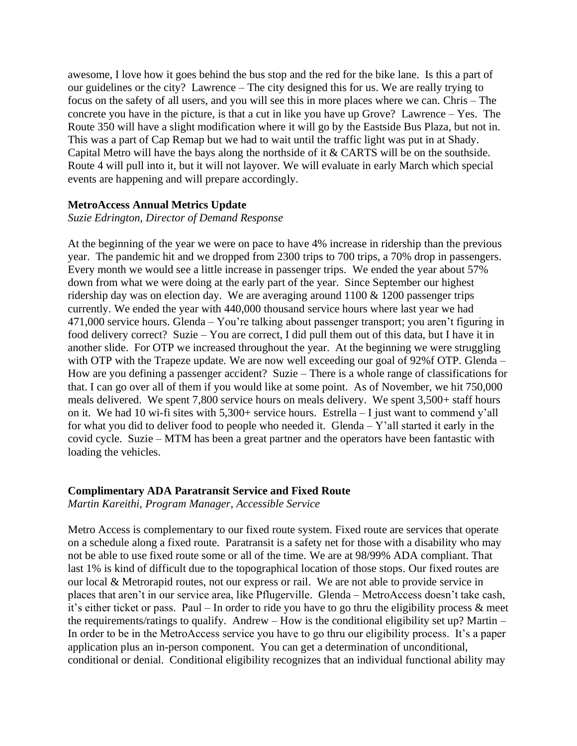awesome, I love how it goes behind the bus stop and the red for the bike lane. Is this a part of our guidelines or the city? Lawrence – The city designed this for us. We are really trying to focus on the safety of all users, and you will see this in more places where we can. Chris – The concrete you have in the picture, is that a cut in like you have up Grove? Lawrence – Yes. The Route 350 will have a slight modification where it will go by the Eastside Bus Plaza, but not in. This was a part of Cap Remap but we had to wait until the traffic light was put in at Shady. Capital Metro will have the bays along the northside of it & CARTS will be on the southside. Route 4 will pull into it, but it will not layover. We will evaluate in early March which special events are happening and will prepare accordingly.

**MetroAccess Annual Metrics Update**
*Suzie Edrington, Director of Demand Response*

At the beginning of the year we were on pace to have 4% increase in ridership than the previous year. The pandemic hit and we dropped from 2300 trips to 700 trips, a 70% drop in passengers. Every month we would see a little increase in passenger trips. We ended the year about 57% down from what we were doing at the early part of the year. Since September our highest ridership day was on election day. We are averaging around 1100 & 1200 passenger trips currently. We ended the year with 440,000 thousand service hours where last year we had 471,000 service hours. Glenda – You're talking about passenger transport; you aren't figuring in food delivery correct? Suzie – You are correct, I did pull them out of this data, but I have it in another slide. For OTP we increased throughout the year. At the beginning we were struggling with OTP with the Trapeze update. We are now well exceeding our goal of 92%f OTP. Glenda – How are you defining a passenger accident? Suzie – There is a whole range of classifications for that. I can go over all of them if you would like at some point. As of November, we hit 750,000 meals delivered. We spent 7,800 service hours on meals delivery. We spent 3,500+ staff hours on it. We had 10 wi-fi sites with 5,300+ service hours. Estrella – I just want to commend y'all for what you did to deliver food to people who needed it. Glenda – Y'all started it early in the covid cycle. Suzie – MTM has been a great partner and the operators have been fantastic with loading the vehicles.

**Complimentary ADA Paratransit Service and Fixed Route**
*Martin Kareithi, Program Manager, Accessible Service*

Metro Access is complementary to our fixed route system. Fixed route are services that operate on a schedule along a fixed route. Paratransit is a safety net for those with a disability who may not be able to use fixed route some or all of the time. We are at 98/99% ADA compliant. That last 1% is kind of difficult due to the topographical location of those stops. Our fixed routes are our local & Metrorapid routes, not our express or rail. We are not able to provide service in places that aren't in our service area, like Pflugerville. Glenda – MetroAccess doesn't take cash, it's either ticket or pass. Paul – In order to ride you have to go thru the eligibility process & meet the requirements/ratings to qualify. Andrew – How is the conditional eligibility set up? Martin – In order to be in the MetroAccess service you have to go thru our eligibility process. It's a paper application plus an in-person component. You can get a determination of unconditional, conditional or denial. Conditional eligibility recognizes that an individual functional ability may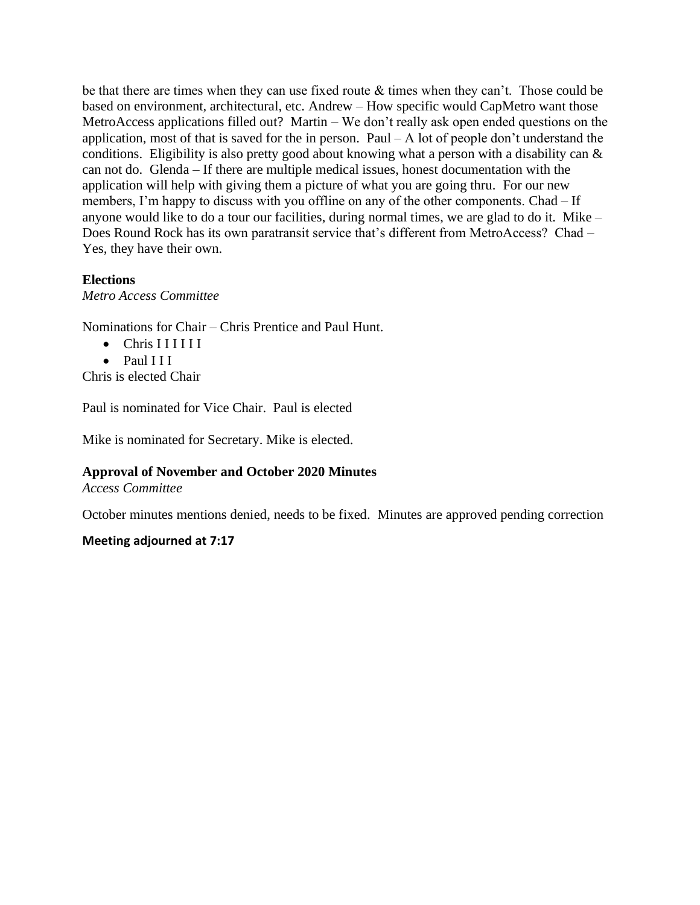be that there are times when they can use fixed route & times when they can't. Those could be based on environment, architectural, etc. Andrew – How specific would CapMetro want those MetroAccess applications filled out? Martin – We don't really ask open ended questions on the application, most of that is saved for the in person. Paul – A lot of people don't understand the conditions. Eligibility is also pretty good about knowing what a person with a disability can & can not do. Glenda – If there are multiple medical issues, honest documentation with the application will help with giving them a picture of what you are going thru. For our new members, I'm happy to discuss with you offline on any of the other components. Chad – If anyone would like to do a tour our facilities, during normal times, we are glad to do it. Mike – Does Round Rock has its own paratransit service that's different from MetroAccess? Chad – Yes, they have their own.

**Elections**

*Metro Access Committee*

Nominations for Chair – Chris Prentice and Paul Hunt.

- Chris I I I I I I
- Paul I I I

Chris is elected Chair

Paul is nominated for Vice Chair. Paul is elected

Mike is nominated for Secretary. Mike is elected.

**Approval of November and October 2020 Minutes**

*Access Committee*

October minutes mentions denied, needs to be fixed. Minutes are approved pending correction

**Meeting adjourned at 7:17**